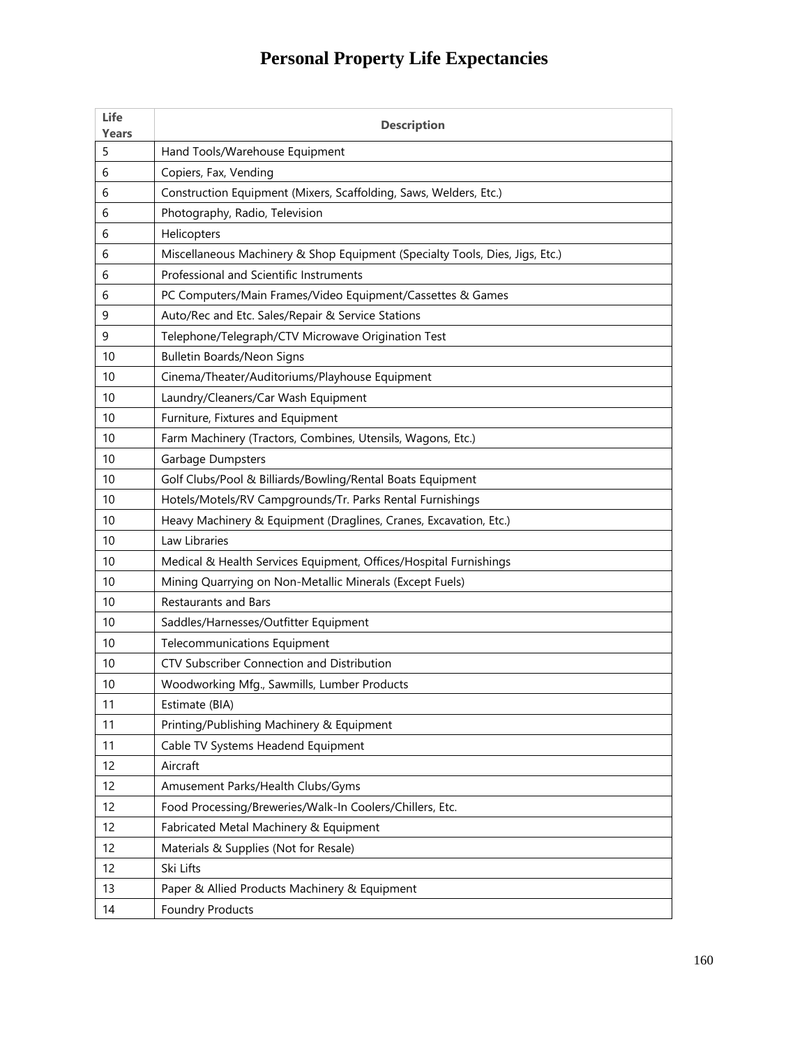# Personal Property Life Expectancies

| Life Years | Description |
|---|---|
| 5 | Hand Tools/Warehouse Equipment |
| 6 | Copiers, Fax, Vending |
| 6 | Construction Equipment (Mixers, Scaffolding, Saws, Welders, Etc.) |
| 6 | Photography, Radio, Television |
| 6 | Helicopters |
| 6 | Miscellaneous Machinery & Shop Equipment (Specialty Tools, Dies, Jigs, Etc.) |
| 6 | Professional and Scientific Instruments |
| 6 | PC Computers/Main Frames/Video Equipment/Cassettes & Games |
| 9 | Auto/Rec and Etc. Sales/Repair & Service Stations |
| 9 | Telephone/Telegraph/CTV Microwave Origination Test |
| 10 | Bulletin Boards/Neon Signs |
| 10 | Cinema/Theater/Auditoriums/Playhouse Equipment |
| 10 | Laundry/Cleaners/Car Wash Equipment |
| 10 | Furniture, Fixtures and Equipment |
| 10 | Farm Machinery (Tractors, Combines, Utensils, Wagons, Etc.) |
| 10 | Garbage Dumpsters |
| 10 | Golf Clubs/Pool & Billiards/Bowling/Rental Boats Equipment |
| 10 | Hotels/Motels/RV Campgrounds/Tr. Parks Rental Furnishings |
| 10 | Heavy Machinery & Equipment (Draglines, Cranes, Excavation, Etc.) |
| 10 | Law Libraries |
| 10 | Medical & Health Services Equipment, Offices/Hospital Furnishings |
| 10 | Mining Quarrying on Non-Metallic Minerals (Except Fuels) |
| 10 | Restaurants and Bars |
| 10 | Saddles/Harnesses/Outfitter Equipment |
| 10 | Telecommunications Equipment |
| 10 | CTV Subscriber Connection and Distribution |
| 10 | Woodworking Mfg., Sawmills, Lumber Products |
| 11 | Estimate (BIA) |
| 11 | Printing/Publishing Machinery & Equipment |
| 11 | Cable TV Systems Headend Equipment |
| 12 | Aircraft |
| 12 | Amusement Parks/Health Clubs/Gyms |
| 12 | Food Processing/Breweries/Walk-In Coolers/Chillers, Etc. |
| 12 | Fabricated Metal Machinery & Equipment |
| 12 | Materials & Supplies (Not for Resale) |
| 12 | Ski Lifts |
| 13 | Paper & Allied Products Machinery & Equipment |
| 14 | Foundry Products |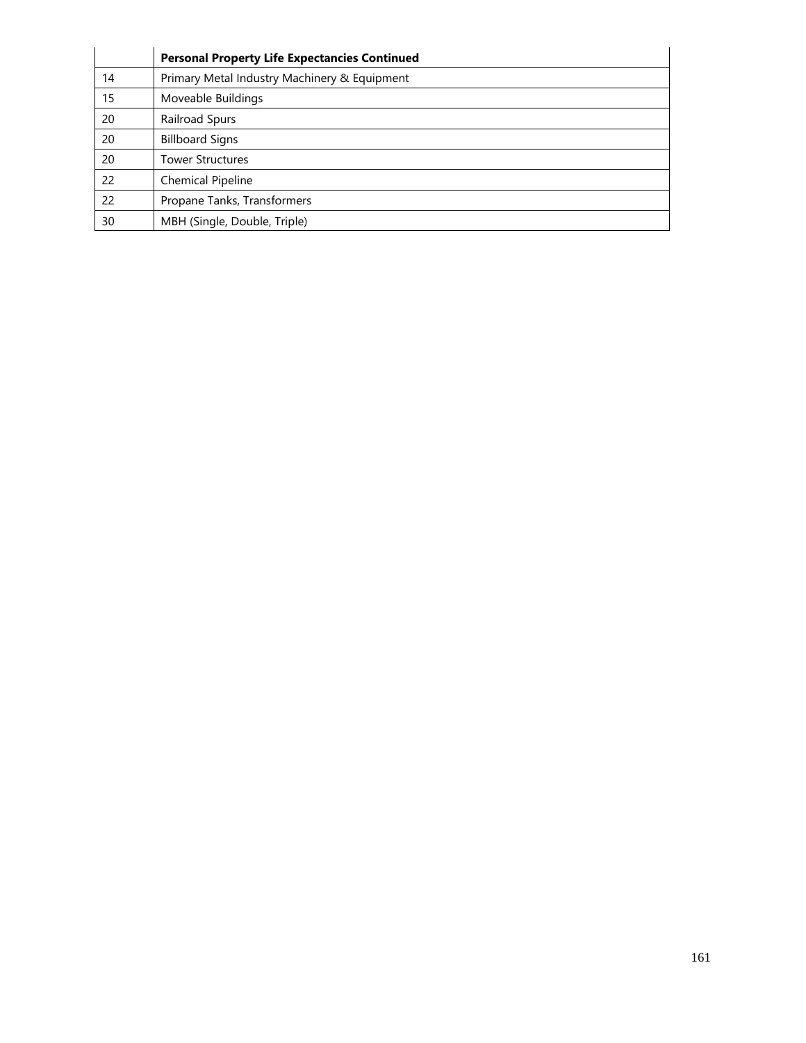| | **Personal Property Life Expectancies Continued** |
|---|---|
| 14 | Primary Metal Industry Machinery & Equipment |
| 15 | Moveable Buildings |
| 20 | Railroad Spurs |
| 20 | Billboard Signs |
| 20 | Tower Structures |
| 22 | Chemical Pipeline |
| 22 | Propane Tanks, Transformers |
| 30 | MBH (Single, Double, Triple) |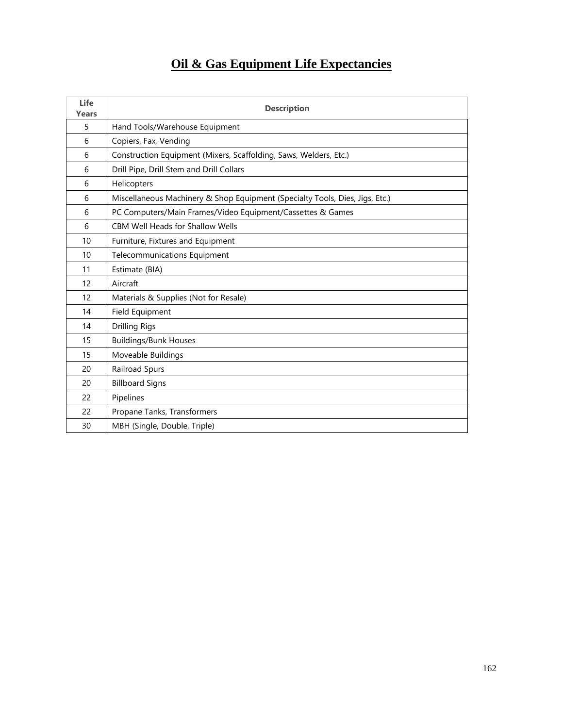# Oil & Gas Equipment Life Expectancies

| Life Years | Description |
|---|---|
| 5 | Hand Tools/Warehouse Equipment |
| 6 | Copiers, Fax, Vending |
| 6 | Construction Equipment (Mixers, Scaffolding, Saws, Welders, Etc.) |
| 6 | Drill Pipe, Drill Stem and Drill Collars |
| 6 | Helicopters |
| 6 | Miscellaneous Machinery & Shop Equipment (Specialty Tools, Dies, Jigs, Etc.) |
| 6 | PC Computers/Main Frames/Video Equipment/Cassettes & Games |
| 6 | CBM Well Heads for Shallow Wells |
| 10 | Furniture, Fixtures and Equipment |
| 10 | Telecommunications Equipment |
| 11 | Estimate (BIA) |
| 12 | Aircraft |
| 12 | Materials & Supplies (Not for Resale) |
| 14 | Field Equipment |
| 14 | Drilling Rigs |
| 15 | Buildings/Bunk Houses |
| 15 | Moveable Buildings |
| 20 | Railroad Spurs |
| 20 | Billboard Signs |
| 22 | Pipelines |
| 22 | Propane Tanks, Transformers |
| 30 | MBH (Single, Double, Triple) |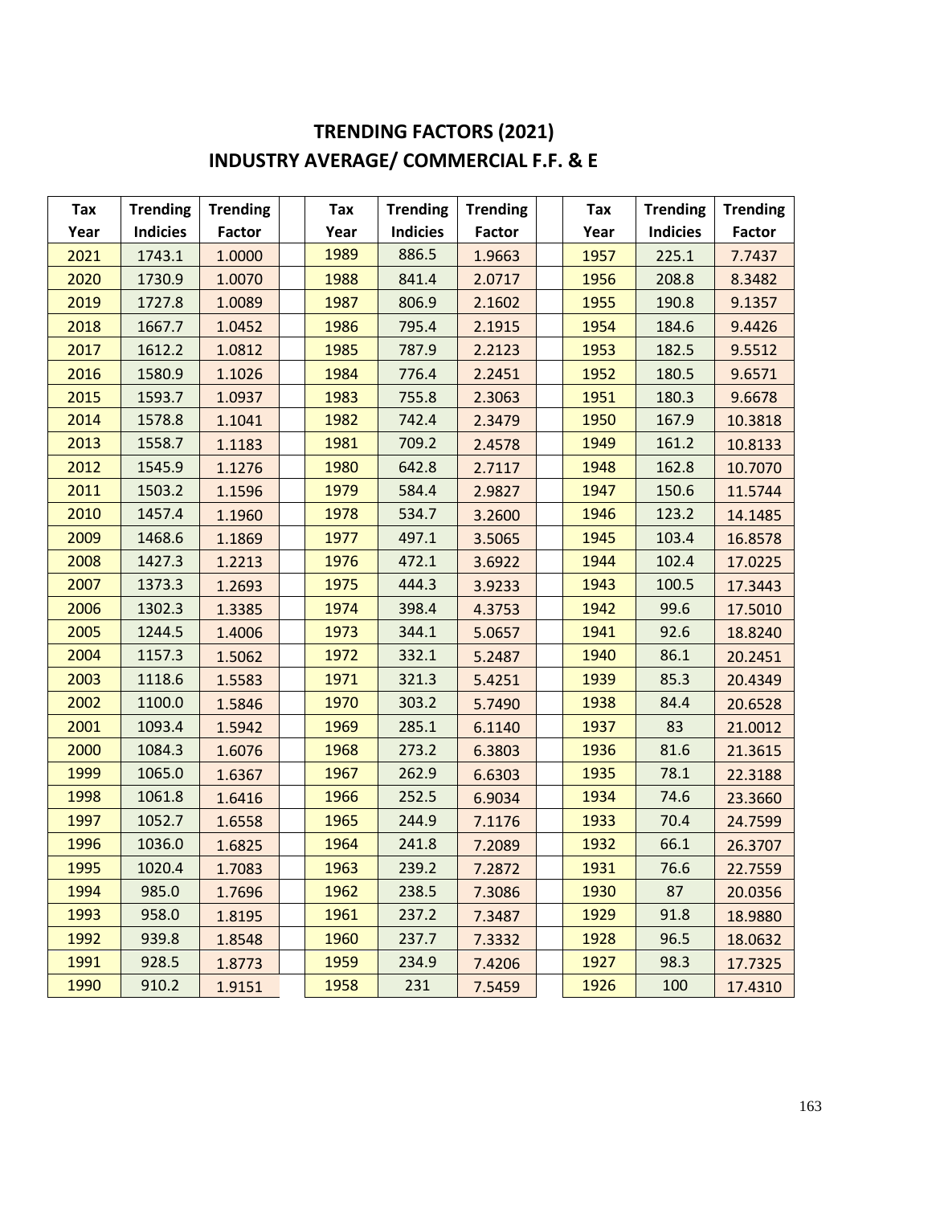# TRENDING FACTORS (2021)
## INDUSTRY AVERAGE/ COMMERCIAL F.F. & E

| Tax Year | Trending Indicies | Trending Factor | | Tax Year | Trending Indicies | Trending Factor | | Tax Year | Trending Indicies | Trending Factor |
|---|---|---|---|---|---|---|---|---|---|---|
| 2021 | 1743.1 | 1.0000 | | 1989 | 886.5 | 1.9663 | | 1957 | 225.1 | 7.7437 |
| 2020 | 1730.9 | 1.0070 | | 1988 | 841.4 | 2.0717 | | 1956 | 208.8 | 8.3482 |
| 2019 | 1727.8 | 1.0089 | | 1987 | 806.9 | 2.1602 | | 1955 | 190.8 | 9.1357 |
| 2018 | 1667.7 | 1.0452 | | 1986 | 795.4 | 2.1915 | | 1954 | 184.6 | 9.4426 |
| 2017 | 1612.2 | 1.0812 | | 1985 | 787.9 | 2.2123 | | 1953 | 182.5 | 9.5512 |
| 2016 | 1580.9 | 1.1026 | | 1984 | 776.4 | 2.2451 | | 1952 | 180.5 | 9.6571 |
| 2015 | 1593.7 | 1.0937 | | 1983 | 755.8 | 2.3063 | | 1951 | 180.3 | 9.6678 |
| 2014 | 1578.8 | 1.1041 | | 1982 | 742.4 | 2.3479 | | 1950 | 167.9 | 10.3818 |
| 2013 | 1558.7 | 1.1183 | | 1981 | 709.2 | 2.4578 | | 1949 | 161.2 | 10.8133 |
| 2012 | 1545.9 | 1.1276 | | 1980 | 642.8 | 2.7117 | | 1948 | 162.8 | 10.7070 |
| 2011 | 1503.2 | 1.1596 | | 1979 | 584.4 | 2.9827 | | 1947 | 150.6 | 11.5744 |
| 2010 | 1457.4 | 1.1960 | | 1978 | 534.7 | 3.2600 | | 1946 | 123.2 | 14.1485 |
| 2009 | 1468.6 | 1.1869 | | 1977 | 497.1 | 3.5065 | | 1945 | 103.4 | 16.8578 |
| 2008 | 1427.3 | 1.2213 | | 1976 | 472.1 | 3.6922 | | 1944 | 102.4 | 17.0225 |
| 2007 | 1373.3 | 1.2693 | | 1975 | 444.3 | 3.9233 | | 1943 | 100.5 | 17.3443 |
| 2006 | 1302.3 | 1.3385 | | 1974 | 398.4 | 4.3753 | | 1942 | 99.6 | 17.5010 |
| 2005 | 1244.5 | 1.4006 | | 1973 | 344.1 | 5.0657 | | 1941 | 92.6 | 18.8240 |
| 2004 | 1157.3 | 1.5062 | | 1972 | 332.1 | 5.2487 | | 1940 | 86.1 | 20.2451 |
| 2003 | 1118.6 | 1.5583 | | 1971 | 321.3 | 5.4251 | | 1939 | 85.3 | 20.4349 |
| 2002 | 1100.0 | 1.5846 | | 1970 | 303.2 | 5.7490 | | 1938 | 84.4 | 20.6528 |
| 2001 | 1093.4 | 1.5942 | | 1969 | 285.1 | 6.1140 | | 1937 | 83 | 21.0012 |
| 2000 | 1084.3 | 1.6076 | | 1968 | 273.2 | 6.3803 | | 1936 | 81.6 | 21.3615 |
| 1999 | 1065.0 | 1.6367 | | 1967 | 262.9 | 6.6303 | | 1935 | 78.1 | 22.3188 |
| 1998 | 1061.8 | 1.6416 | | 1966 | 252.5 | 6.9034 | | 1934 | 74.6 | 23.3660 |
| 1997 | 1052.7 | 1.6558 | | 1965 | 244.9 | 7.1176 | | 1933 | 70.4 | 24.7599 |
| 1996 | 1036.0 | 1.6825 | | 1964 | 241.8 | 7.2089 | | 1932 | 66.1 | 26.3707 |
| 1995 | 1020.4 | 1.7083 | | 1963 | 239.2 | 7.2872 | | 1931 | 76.6 | 22.7559 |
| 1994 | 985.0 | 1.7696 | | 1962 | 238.5 | 7.3086 | | 1930 | 87 | 20.0356 |
| 1993 | 958.0 | 1.8195 | | 1961 | 237.2 | 7.3487 | | 1929 | 91.8 | 18.9880 |
| 1992 | 939.8 | 1.8548 | | 1960 | 237.7 | 7.3332 | | 1928 | 96.5 | 18.0632 |
| 1991 | 928.5 | 1.8773 | | 1959 | 234.9 | 7.4206 | | 1927 | 98.3 | 17.7325 |
| 1990 | 910.2 | 1.9151 | | 1958 | 231 | 7.5459 | | 1926 | 100 | 17.4310 |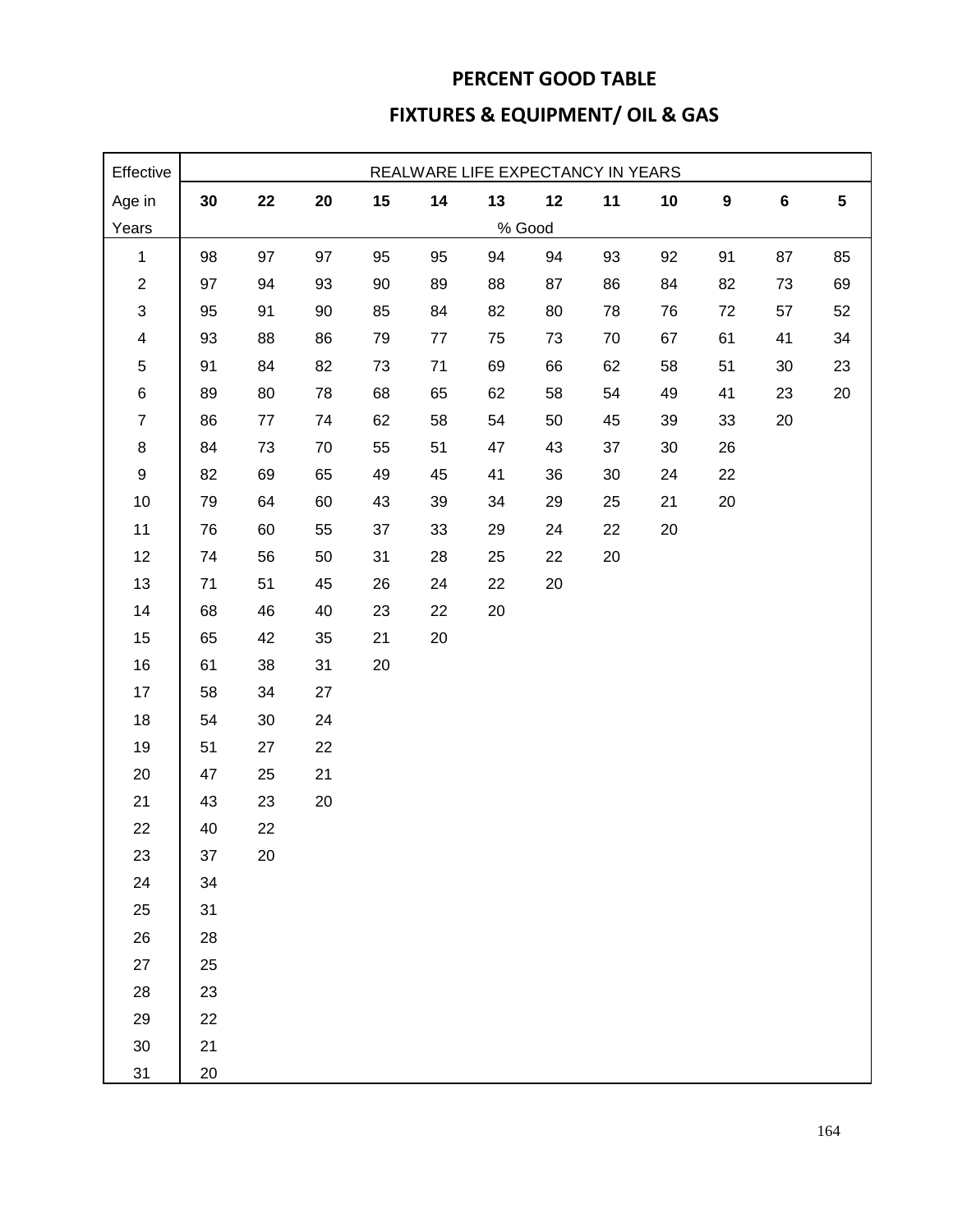# PERCENT GOOD TABLE

## FIXTURES & EQUIPMENT/ OIL & GAS

| Effective | REALWARE LIFE EXPECTANCY IN YEARS | | | | | | | | | | | |
|---|---|---|---|---|---|---|---|---|---|---|---|---|
| Age in | **30** | **22** | **20** | **15** | **14** | **13** | **12** | **11** | **10** | **9** | **6** | **5** |
| Years | % Good | | | | | | | | | | | |
| 1 | 98 | 97 | 97 | 95 | 95 | 94 | 94 | 93 | 92 | 91 | 87 | 85 |
| 2 | 97 | 94 | 93 | 90 | 89 | 88 | 87 | 86 | 84 | 82 | 73 | 69 |
| 3 | 95 | 91 | 90 | 85 | 84 | 82 | 80 | 78 | 76 | 72 | 57 | 52 |
| 4 | 93 | 88 | 86 | 79 | 77 | 75 | 73 | 70 | 67 | 61 | 41 | 34 |
| 5 | 91 | 84 | 82 | 73 | 71 | 69 | 66 | 62 | 58 | 51 | 30 | 23 |
| 6 | 89 | 80 | 78 | 68 | 65 | 62 | 58 | 54 | 49 | 41 | 23 | 20 |
| 7 | 86 | 77 | 74 | 62 | 58 | 54 | 50 | 45 | 39 | 33 | 20 | |
| 8 | 84 | 73 | 70 | 55 | 51 | 47 | 43 | 37 | 30 | 26 | | |
| 9 | 82 | 69 | 65 | 49 | 45 | 41 | 36 | 30 | 24 | 22 | | |
| 10 | 79 | 64 | 60 | 43 | 39 | 34 | 29 | 25 | 21 | 20 | | |
| 11 | 76 | 60 | 55 | 37 | 33 | 29 | 24 | 22 | 20 | | | |
| 12 | 74 | 56 | 50 | 31 | 28 | 25 | 22 | 20 | | | | |
| 13 | 71 | 51 | 45 | 26 | 24 | 22 | 20 | | | | | |
| 14 | 68 | 46 | 40 | 23 | 22 | 20 | | | | | | |
| 15 | 65 | 42 | 35 | 21 | 20 | | | | | | | |
| 16 | 61 | 38 | 31 | 20 | | | | | | | | |
| 17 | 58 | 34 | 27 | | | | | | | | | |
| 18 | 54 | 30 | 24 | | | | | | | | | |
| 19 | 51 | 27 | 22 | | | | | | | | | |
| 20 | 47 | 25 | 21 | | | | | | | | | |
| 21 | 43 | 23 | 20 | | | | | | | | | |
| 22 | 40 | 22 | | | | | | | | | | |
| 23 | 37 | 20 | | | | | | | | | | |
| 24 | 34 | | | | | | | | | | | |
| 25 | 31 | | | | | | | | | | | |
| 26 | 28 | | | | | | | | | | | |
| 27 | 25 | | | | | | | | | | | |
| 28 | 23 | | | | | | | | | | | |
| 29 | 22 | | | | | | | | | | | |
| 30 | 21 | | | | | | | | | | | |
| 31 | 20 | | | | | | | | | | | |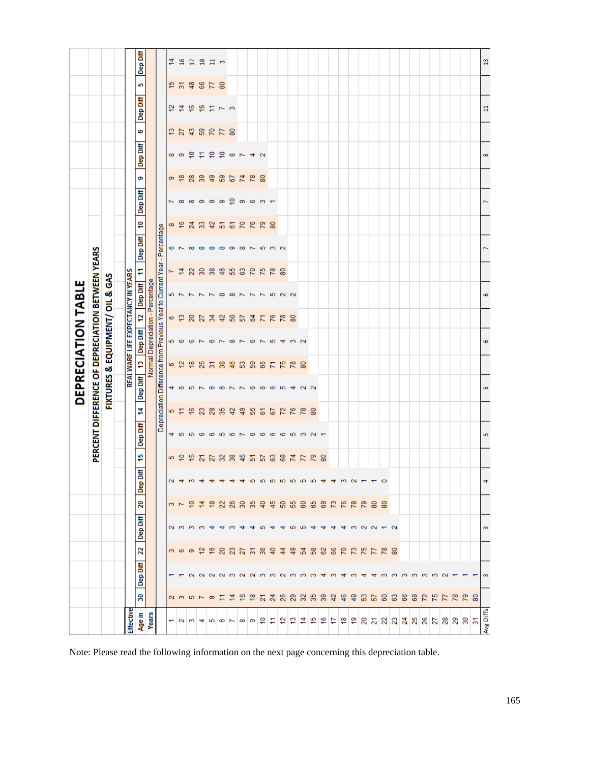# DEPRECIATION TABLE

## PERCENT DIFFERENCE OF DEPRECIATION BETWEEN YEARS

### FIXTURES & EQUIPMENT/ OIL & GAS

| Effective Age in Years | REALWARE LIFE EXPECTANCY IN YEARS | | | | | | | | | | | | | | | | | | | | | | | |
|---|---|---|---|---|---|---|---|---|---|---|---|---|---|---|---|---|---|---|---|---|---|---|---|---|
| | 30 | Dep Diff | 22 | Dep Diff | 20 | Dep Diff | 15 | Dep Diff | 14 | Dep Diff | 13 | Dep Diff | 12 | Dep Diff | 11 | Dep Diff | 10 | Dep Diff | 9 | Dep Diff | 6 | Dep Diff | 5 | Dep Diff |
| | Normal Depreciation - Percentage | | | | | | | | | | | | | | | | | | | | | | | |
| | Depreciation Difference from Previous Year to Current Year - Percentage | | | | | | | | | | | | | | | | | | | | | | | |
| 1 | 2 | 1 | 3 | 2 | 3 | 2 | 5 | 4 | 5 | 4 | 6 | 5 | 6 | 5 | 7 | 6 | 8 | 7 | 9 | 8 | 13 | 12 | 15 | 14 |
| 2 | 3 | 1 | 6 | 3 | 7 | 4 | 10 | 5 | 11 | 6 | 12 | 6 | 13 | 7 | 14 | 7 | 16 | 8 | 18 | 9 | 27 | 14 | 31 | 16 |
| 3 | 5 | 2 | 9 | 3 | 10 | 3 | 15 | 5 | 16 | 5 | 18 | 6 | 20 | 7 | 22 | 8 | 24 | 8 | 28 | 10 | 43 | 16 | 48 | 17 |
| 4 | 7 | 2 | 12 | 3 | 14 | 4 | 21 | 6 | 23 | 7 | 25 | 7 | 27 | 7 | 30 | 8 | 33 | 9 | 39 | 11 | 59 | 16 | 66 | 18 |
| 5 | 9 | 2 | 16 | 4 | 18 | 4 | 27 | 6 | 29 | 6 | 31 | 6 | 34 | 7 | 38 | 8 | 42 | 9 | 49 | 10 | 70 | 11 | 77 | 11 |
| 6 | 11 | 2 | 20 | 4 | 22 | 4 | 32 | 5 | 35 | 6 | 38 | 7 | 42 | 8 | 46 | 8 | 51 | 9 | 59 | 10 | 77 | 7 | 80 | 3 |
| 7 | 14 | 3 | 23 | 3 | 26 | 4 | 38 | 6 | 42 | 7 | 46 | 8 | 50 | 8 | 55 | 9 | 61 | 10 | 67 | 8 | 80 | 3 | | |
| 8 | 16 | 2 | 27 | 4 | 30 | 4 | 45 | 7 | 49 | 7 | 53 | 7 | 57 | 7 | 63 | 8 | 70 | 9 | 74 | 7 | | | | |
| 9 | 18 | 2 | 31 | 4 | 35 | 5 | 51 | 6 | 55 | 6 | 59 | 6 | 64 | 7 | 70 | 7 | 76 | 6 | 78 | 4 | | | | |
| 10 | 21 | 3 | 36 | 5 | 40 | 5 | 57 | 6 | 61 | 6 | 66 | 7 | 71 | 7 | 75 | 5 | 79 | 3 | 80 | 2 | | | | |
| 11 | 24 | 3 | 40 | 4 | 45 | 5 | 63 | 6 | 67 | 6 | 71 | 5 | 76 | 5 | 78 | 3 | 80 | 1 | | | | | | |
| 12 | 26 | 2 | 44 | 4 | 50 | 5 | 69 | 6 | 72 | 5 | 75 | 4 | 78 | 2 | 80 | 2 | | | | | | | | |
| 13 | 29 | 3 | 49 | 5 | 55 | 5 | 74 | 5 | 76 | 4 | 78 | 3 | 80 | 2 | | | | | | | | | | |
| 14 | 32 | 3 | 54 | 5 | 60 | 5 | 77 | 3 | 78 | 2 | 80 | 2 | | | | | | | | | | | | |
| 15 | 35 | 3 | 58 | 4 | 65 | 5 | 79 | 2 | 80 | 2 | | | | | | | | | | | | | | |
| 16 | 39 | 4 | 62 | 4 | 69 | 4 | 80 | 1 | | | | | | | | | | | | | | | | |
| 17 | 42 | 3 | 66 | 4 | 73 | 4 | | | | | | | | | | | | | | | | | | |
| 18 | 46 | 4 | 70 | 4 | 76 | 3 | | | | | | | | | | | | | | | | | | |
| 19 | 49 | 3 | 73 | 3 | 78 | 2 | | | | | | | | | | | | | | | | | | |
| 20 | 53 | 4 | 75 | 2 | 79 | 1 | | | | | | | | | | | | | | | | | | |
| 21 | 57 | 4 | 77 | 2 | 80 | 1 | | | | | | | | | | | | | | | | | | |
| 22 | 60 | 3 | 78 | 1 | 80 | 0 | | | | | | | | | | | | | | | | | | |
| 23 | 63 | 3 | 80 | 2 | | | | | | | | | | | | | | | | | | | | |
| 24 | 66 | 3 | | | | | | | | | | | | | | | | | | | | | | |
| 25 | 69 | 3 | | | | | | | | | | | | | | | | | | | | | | |
| 26 | 72 | 3 | | | | | | | | | | | | | | | | | | | | | | |
| 27 | 75 | 3 | | | | | | | | | | | | | | | | | | | | | | |
| 28 | 77 | 2 | | | | | | | | | | | | | | | | | | | | | | |
| 29 | 78 | 1 | | | | | | | | | | | | | | | | | | | | | | |
| 30 | 79 | 1 | | | | | | | | | | | | | | | | | | | | | | |
| 31 | 80 | 1 | | | | | | | | | | | | | | | | | | | | | | |
| Avg Diffs | | 3 | | 3 | | 4 | | 5 | | 5 | | 6 | | 6 | | 7 | | 7 | | 8 | | 11 | | 13 |

Note: Please read the following information on the next page concerning this depreciation table.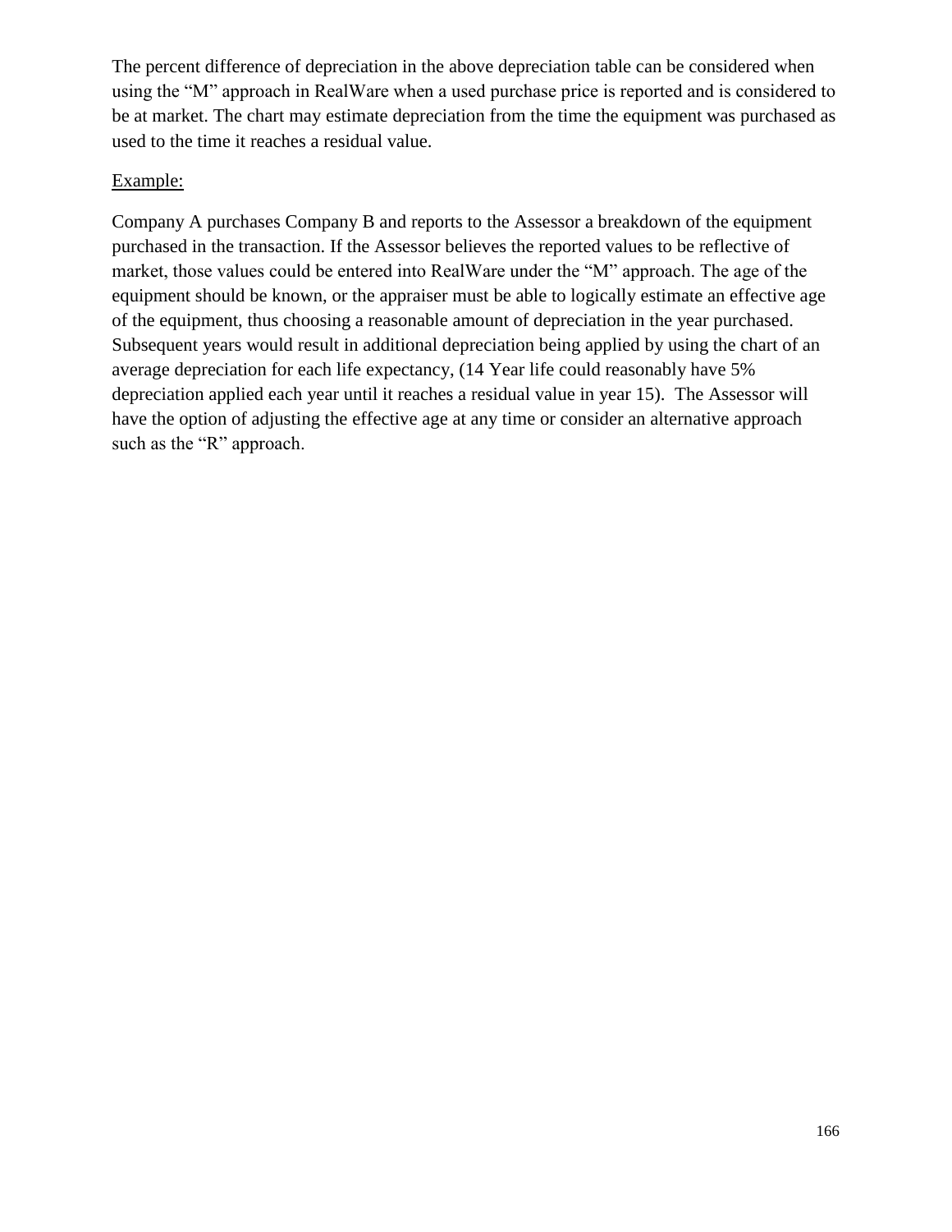The percent difference of depreciation in the above depreciation table can be considered when using the "M" approach in RealWare when a used purchase price is reported and is considered to be at market. The chart may estimate depreciation from the time the equipment was purchased as used to the time it reaches a residual value.

<u>Example:</u>

Company A purchases Company B and reports to the Assessor a breakdown of the equipment purchased in the transaction. If the Assessor believes the reported values to be reflective of market, those values could be entered into RealWare under the "M" approach. The age of the equipment should be known, or the appraiser must be able to logically estimate an effective age of the equipment, thus choosing a reasonable amount of depreciation in the year purchased. Subsequent years would result in additional depreciation being applied by using the chart of an average depreciation for each life expectancy, (14 Year life could reasonably have 5% depreciation applied each year until it reaches a residual value in year 15). The Assessor will have the option of adjusting the effective age at any time or consider an alternative approach such as the "R" approach.